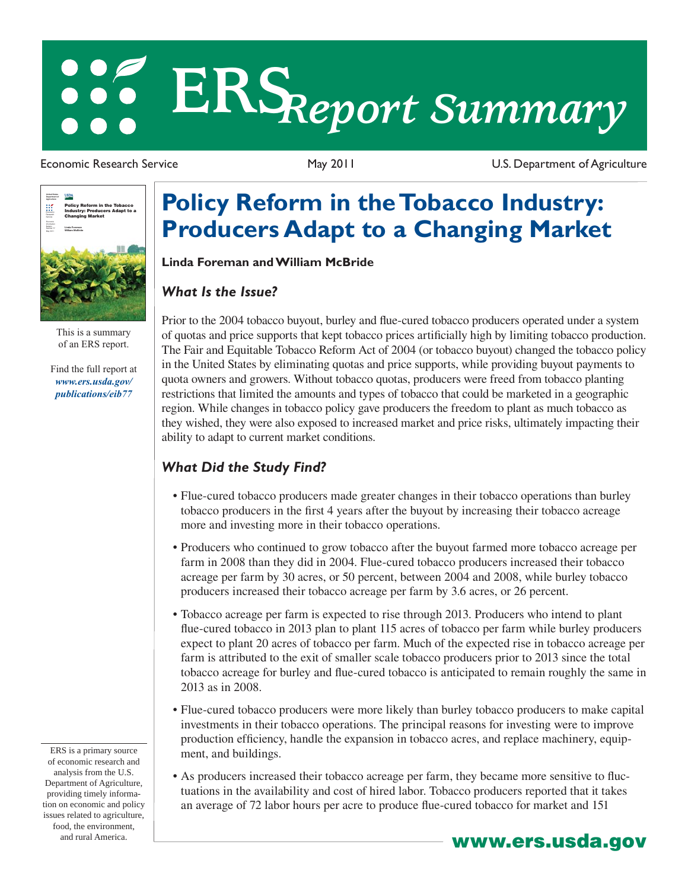# ERS *Report Summary*

Economic Research Service | May 2011 | U.S. Department of Agriculture

This is a summary of an ERS report.

Find the full report at ***www.ers.usda.gov/publications/eib77***

ERS is a primary source of economic research and analysis from the U.S. Department of Agriculture, providing timely information on economic and policy issues related to agriculture, food, the environment, and rural America.

# Policy Reform in the Tobacco Industry: Producers Adapt to a Changing Market

**Linda Foreman and William McBride**

## *What Is the Issue?*

Prior to the 2004 tobacco buyout, burley and flue-cured tobacco producers operated under a system of quotas and price supports that kept tobacco prices artificially high by limiting tobacco production. The Fair and Equitable Tobacco Reform Act of 2004 (or tobacco buyout) changed the tobacco policy in the United States by eliminating quotas and price supports, while providing buyout payments to quota owners and growers. Without tobacco quotas, producers were freed from tobacco planting restrictions that limited the amounts and types of tobacco that could be marketed in a geographic region. While changes in tobacco policy gave producers the freedom to plant as much tobacco as they wished, they were also exposed to increased market and price risks, ultimately impacting their ability to adapt to current market conditions.

## *What Did the Study Find?*

- Flue-cured tobacco producers made greater changes in their tobacco operations than burley tobacco producers in the first 4 years after the buyout by increasing their tobacco acreage more and investing more in their tobacco operations.
- Producers who continued to grow tobacco after the buyout farmed more tobacco acreage per farm in 2008 than they did in 2004. Flue-cured tobacco producers increased their tobacco acreage per farm by 30 acres, or 50 percent, between 2004 and 2008, while burley tobacco producers increased their tobacco acreage per farm by 3.6 acres, or 26 percent.
- Tobacco acreage per farm is expected to rise through 2013. Producers who intend to plant flue-cured tobacco in 2013 plan to plant 115 acres of tobacco per farm while burley producers expect to plant 20 acres of tobacco per farm. Much of the expected rise in tobacco acreage per farm is attributed to the exit of smaller scale tobacco producers prior to 2013 since the total tobacco acreage for burley and flue-cured tobacco is anticipated to remain roughly the same in 2013 as in 2008.
- Flue-cured tobacco producers were more likely than burley tobacco producers to make capital investments in their tobacco operations. The principal reasons for investing were to improve production efficiency, handle the expansion in tobacco acres, and replace machinery, equipment, and buildings.
- As producers increased their tobacco acreage per farm, they became more sensitive to fluctuations in the availability and cost of hired labor. Tobacco producers reported that it takes an average of 72 labor hours per acre to produce flue-cured tobacco for market and 151

**www.ers.usda.gov**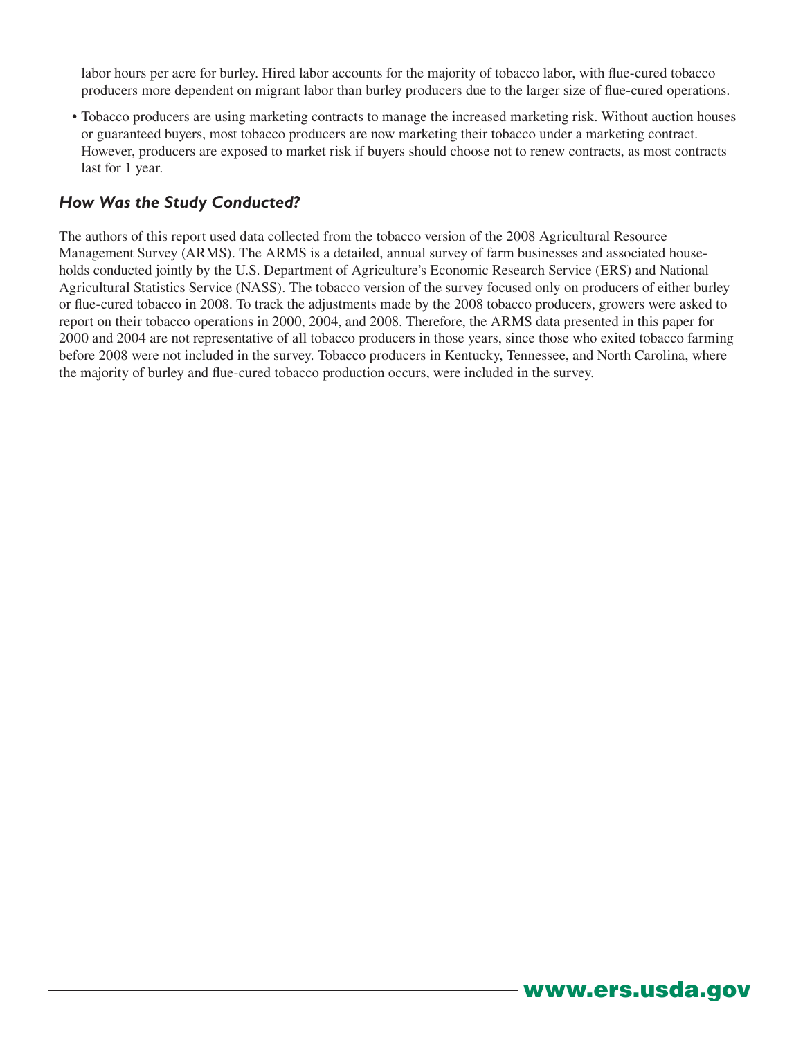labor hours per acre for burley. Hired labor accounts for the majority of tobacco labor, with flue-cured tobacco producers more dependent on migrant labor than burley producers due to the larger size of flue-cured operations.

- Tobacco producers are using marketing contracts to manage the increased marketing risk. Without auction houses or guaranteed buyers, most tobacco producers are now marketing their tobacco under a marketing contract. However, producers are exposed to market risk if buyers should choose not to renew contracts, as most contracts last for 1 year.

### *How Was the Study Conducted?*

The authors of this report used data collected from the tobacco version of the 2008 Agricultural Resource Management Survey (ARMS). The ARMS is a detailed, annual survey of farm businesses and associated households conducted jointly by the U.S. Department of Agriculture's Economic Research Service (ERS) and National Agricultural Statistics Service (NASS). The tobacco version of the survey focused only on producers of either burley or flue-cured tobacco in 2008. To track the adjustments made by the 2008 tobacco producers, growers were asked to report on their tobacco operations in 2000, 2004, and 2008. Therefore, the ARMS data presented in this paper for 2000 and 2004 are not representative of all tobacco producers in those years, since those who exited tobacco farming before 2008 were not included in the survey. Tobacco producers in Kentucky, Tennessee, and North Carolina, where the majority of burley and flue-cured tobacco production occurs, were included in the survey.